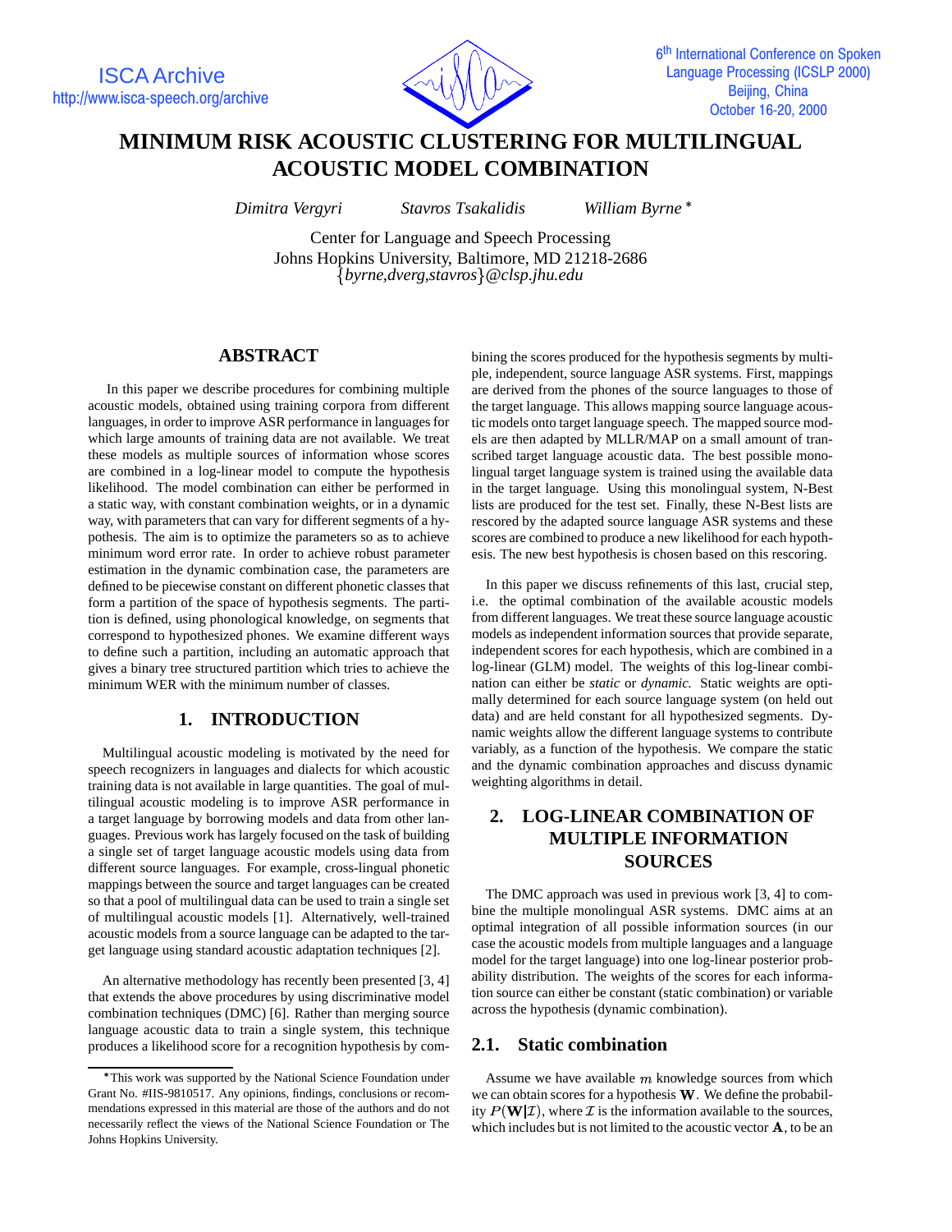# MINIMUM RISK ACOUSTIC CLUSTERING FOR MULTILINGUAL ACOUSTIC MODEL COMBINATION

*Dimitra Vergyri* *Stavros Tsakalidis* *William Byrne* *

Center for Language and Speech Processing
Johns Hopkins University, Baltimore, MD 21218-2686
{*byrne,dverg,stavros*}*@clsp.jhu.edu*

## ABSTRACT

In this paper we describe procedures for combining multiple acoustic models, obtained using training corpora from different languages, in order to improve ASR performance in languages for which large amounts of training data are not available. We treat these models as multiple sources of information whose scores are combined in a log-linear model to compute the hypothesis likelihood. The model combination can either be performed in a static way, with constant combination weights, or in a dynamic way, with parameters that can vary for different segments of a hypothesis. The aim is to optimize the parameters so as to achieve minimum word error rate. In order to achieve robust parameter estimation in the dynamic combination case, the parameters are defined to be piecewise constant on different phonetic classes that form a partition of the space of hypothesis segments. The partition is defined, using phonological knowledge, on segments that correspond to hypothesized phones. We examine different ways to define such a partition, including an automatic approach that gives a binary tree structured partition which tries to achieve the minimum WER with the minimum number of classes.

## 1. INTRODUCTION

Multilingual acoustic modeling is motivated by the need for speech recognizers in languages and dialects for which acoustic training data is not available in large quantities. The goal of multilingual acoustic modeling is to improve ASR performance in a target language by borrowing models and data from other languages. Previous work has largely focused on the task of building a single set of target language acoustic models using data from different source languages. For example, cross-lingual phonetic mappings between the source and target languages can be created so that a pool of multilingual data can be used to train a single set of multilingual acoustic models [1]. Alternatively, well-trained acoustic models from a source language can be adapted to the target language using standard acoustic adaptation techniques [2].

An alternative methodology has recently been presented [3, 4] that extends the above procedures by using discriminative model combination techniques (DMC) [6]. Rather than merging source language acoustic data to train a single system, this technique produces a likelihood score for a recognition hypothesis by combining the scores produced for the hypothesis segments by multiple, independent, source language ASR systems. First, mappings are derived from the phones of the source languages to those of the target language. This allows mapping source language acoustic models onto target language speech. The mapped source models are then adapted by MLLR/MAP on a small amount of transcribed target language acoustic data. The best possible monolingual target language system is trained using the available data in the target language. Using this monolingual system, N-Best lists are produced for the test set. Finally, these N-Best lists are rescored by the adapted source language ASR systems and these scores are combined to produce a new likelihood for each hypothesis. The new best hypothesis is chosen based on this rescoring.

In this paper we discuss refinements of this last, crucial step, i.e. the optimal combination of the available acoustic models from different languages. We treat these source language acoustic models as independent information sources that provide separate, independent scores for each hypothesis, which are combined in a log-linear (GLM) model. The weights of this log-linear combination can either be *static* or *dynamic.* Static weights are optimally determined for each source language system (on held out data) and are held constant for all hypothesized segments. Dynamic weights allow the different language systems to contribute variably, as a function of the hypothesis. We compare the static and the dynamic combination approaches and discuss dynamic weighting algorithms in detail.

## 2. LOG-LINEAR COMBINATION OF MULTIPLE INFORMATION SOURCES

The DMC approach was used in previous work [3, 4] to combine the multiple monolingual ASR systems. DMC aims at an optimal integration of all possible information sources (in our case the acoustic models from multiple languages and a language model for the target language) into one log-linear posterior probability distribution. The weights of the scores for each information source can either be constant (static combination) or variable across the hypothesis (dynamic combination).

### 2.1. Static combination

Assume we have available $m$ knowledge sources from which we can obtain scores for a hypothesis $\mathbf{W}$. We define the probability $P(\mathbf{W}|\mathcal{I})$, where $\mathcal{I}$ is the information available to the sources, which includes but is not limited to the acoustic vector $\mathbf{A}$, to be an

*This work was supported by the National Science Foundation under Grant No. #IIS-9810517. Any opinions, findings, conclusions or recommendations expressed in this material are those of the authors and do not necessarily reflect the views of the National Science Foundation or The Johns Hopkins University.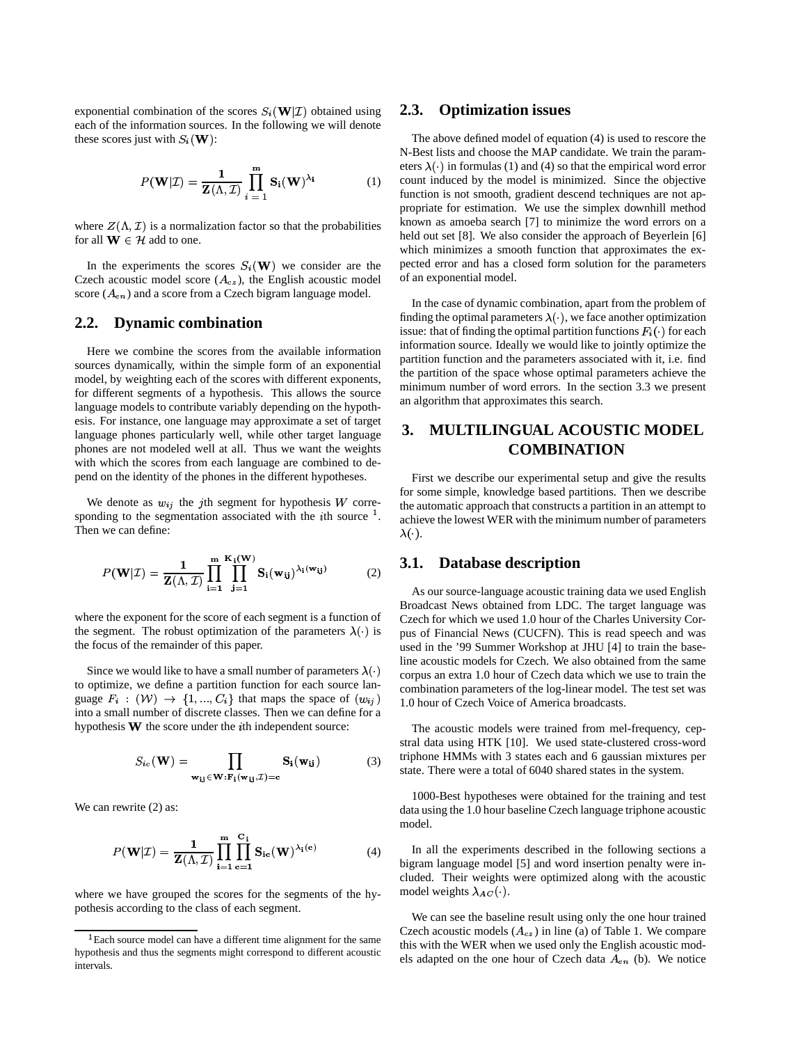exponential combination of the scores $S_i(\mathbf{W}|\mathcal{I})$ obtained using each of the information sources. In the following we will denote these scores just with $S_i(\mathbf{W})$:

$$P(\mathbf{W}|\mathcal{I}) = \frac{1}{\mathbf{Z}(\Lambda, \mathcal{I})} \prod_{i=1}^{m} \mathbf{S_i}(\mathbf{W})^{\lambda_i} \qquad (1)$$

where $Z(\Lambda, \mathcal{I})$ is a normalization factor so that the probabilities for all $\mathbf{W} \in \mathcal{H}$ add to one.

In the experiments the scores $S_i(\mathbf{W})$ we consider are the Czech acoustic model score ($A_{cz}$), the English acoustic model score ($A_{en}$) and a score from a Czech bigram language model.

## 2.2. Dynamic combination

Here we combine the scores from the available information sources dynamically, within the simple form of an exponential model, by weighting each of the scores with different exponents, for different segments of a hypothesis. This allows the source language models to contribute variably depending on the hypothesis. For instance, one language may approximate a set of target language phones particularly well, while other target language phones are not modeled well at all. Thus we want the weights with which the scores from each language are combined to depend on the identity of the phones in the different hypotheses.

We denote as $w_{ij}$ the $j$th segment for hypothesis $W$ corresponding to the segmentation associated with the $i$th source [1]. Then we can define:

$$P(\mathbf{W}|\mathcal{I}) = \frac{1}{\mathbf{Z}(\Lambda, \mathcal{I})} \prod_{\mathbf{i=1}}^{\mathbf{m}} \prod_{\mathbf{j=1}}^{\mathbf{K_i(W)}} \mathbf{S_i(w_{ij})}^{\lambda_\mathbf{i}(\mathbf{w_{ij}})} \qquad (2)$$

where the exponent for the score of each segment is a function of the segment. The robust optimization of the parameters $\lambda(\cdot)$ is the focus of the remainder of this paper.

Since we would like to have a small number of parameters $\lambda(\cdot)$ to optimize, we define a partition function for each source language $F_i : (\mathcal{W}) \rightarrow \{1, ..., C_i\}$ that maps the space of $(w_{ij})$ into a small number of discrete classes. Then we can define for a hypothesis $\mathbf{W}$ the score under the $i$th independent source:

$$S_{ic}(\mathbf{W}) = \prod_{\mathbf{w_{ij}} \in \mathbf{W}: \mathbf{F_i}(\mathbf{w_{ij}}, \mathcal{I}) = \mathbf{c}} \mathbf{S_i}(\mathbf{w_{ij}}) \qquad (3)$$

We can rewrite (2) as:

$$P(\mathbf{W}|\mathcal{I}) = \frac{1}{\mathbf{Z}(\Lambda, \mathcal{I})} \prod_{\mathbf{i=1}}^{\mathbf{m}} \prod_{\mathbf{c=1}}^{\mathbf{C_i}} \mathbf{S_{ic}}(\mathbf{W})^{\lambda_\mathbf{i}(\mathbf{c})} \qquad (4)$$

where we have grouped the scores for the segments of the hypothesis according to the class of each segment.

[1] Each source model can have a different time alignment for the same hypothesis and thus the segments might correspond to different acoustic intervals.

## 2.3. Optimization issues

The above defined model of equation (4) is used to rescore the N-Best lists and choose the MAP candidate. We train the parameters $\lambda(\cdot)$ in formulas (1) and (4) so that the empirical word error count induced by the model is minimized. Since the objective function is not smooth, gradient descend techniques are not appropriate for estimation. We use the simplex downhill method known as amoeba search [7] to minimize the word errors on a held out set [8]. We also consider the approach of Beyerlein [6] which minimizes a smooth function that approximates the expected error and has a closed form solution for the parameters of an exponential model.

In the case of dynamic combination, apart from the problem of finding the optimal parameters $\lambda(\cdot)$, we face another optimization issue: that of finding the optimal partition functions $F_i(\cdot)$ for each information source. Ideally we would like to jointly optimize the partition function and the parameters associated with it, i.e. find the partition of the space whose optimal parameters achieve the minimum number of word errors. In the section 3.3 we present an algorithm that approximates this search.

# 3. MULTILINGUAL ACOUSTIC MODEL COMBINATION

First we describe our experimental setup and give the results for some simple, knowledge based partitions. Then we describe the automatic approach that constructs a partition in an attempt to achieve the lowest WER with the minimum number of parameters $\lambda(\cdot)$.

## 3.1. Database description

As our source-language acoustic training data we used English Broadcast News obtained from LDC. The target language was Czech for which we used 1.0 hour of the Charles University Corpus of Financial News (CUCFN). This is read speech and was used in the '99 Summer Workshop at JHU [4] to train the baseline acoustic models for Czech. We also obtained from the same corpus an extra 1.0 hour of Czech data which we use to train the combination parameters of the log-linear model. The test set was 1.0 hour of Czech Voice of America broadcasts.

The acoustic models were trained from mel-frequency, cepstral data using HTK [10]. We used state-clustered cross-word triphone HMMs with 3 states each and 6 gaussian mixtures per state. There were a total of 6040 shared states in the system.

1000-Best hypotheses were obtained for the training and test data using the 1.0 hour baseline Czech language triphone acoustic model.

In all the experiments described in the following sections a bigram language model [5] and word insertion penalty were included. Their weights were optimized along with the acoustic model weights $\lambda_{AC}(\cdot)$.

We can see the baseline result using only the one hour trained Czech acoustic models ($A_{cz}$) in line (a) of Table 1. We compare this with the WER when we used only the English acoustic models adapted on the one hour of Czech data $A_{en}$ (b). We notice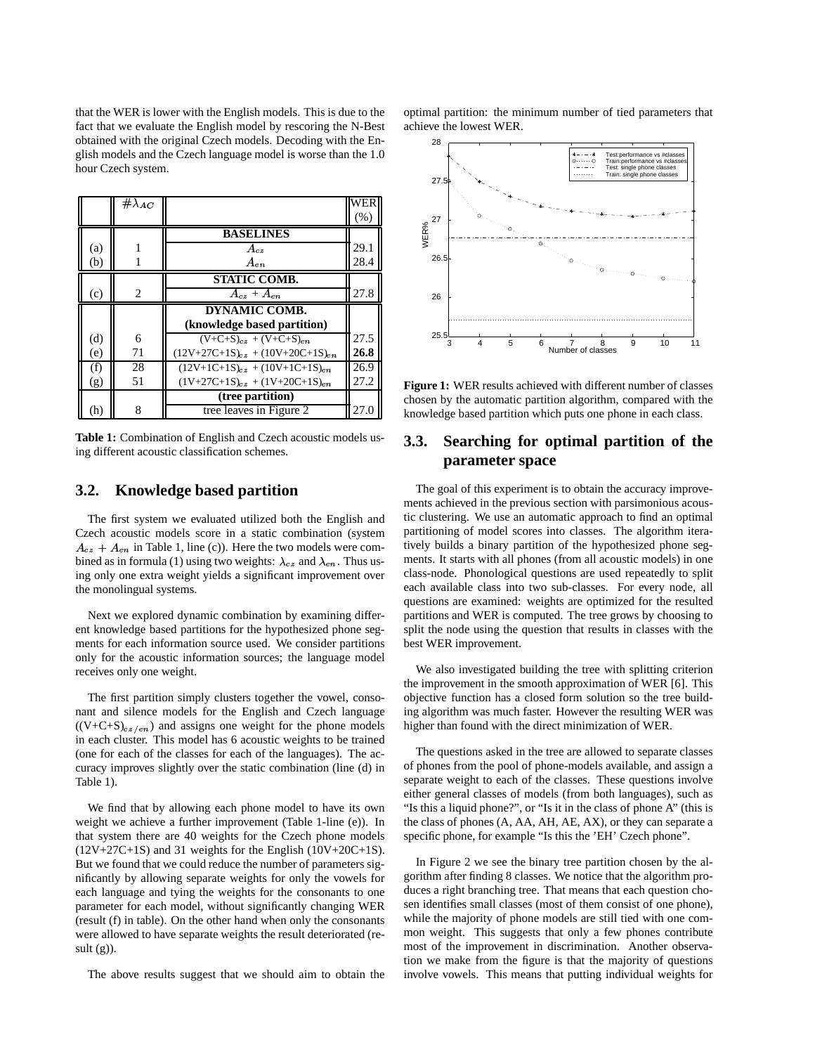that the WER is lower with the English models. This is due to the fact that we evaluate the English model by rescoring the N-Best obtained with the original Czech models. Decoding with the English models and the Czech language model is worse than the 1.0 hour Czech system.

| | $\#\lambda_{AC}$ | | WER (%) |
|---|---|---|---|
| | | **BASELINES** | |
| (a) | 1 | $A_{cz}$ | 29.1 |
| (b) | 1 | $A_{en}$ | 28.4 |
| | | **STATIC COMB.** | |
| (c) | 2 | $A_{cz}$ + $A_{en}$ | 27.8 |
| | | **DYNAMIC COMB. (knowledge based partition)** | |
| (d) | 6 | $(V+C+S)_{cz}$ + $(V+C+S)_{en}$ | 27.5 |
| (e) | 71 | $(12V+27C+1S)_{cz}$ + $(10V+20C+1S)_{en}$ | **26.8** |
| (f) | 28 | $(12V+1C+1S)_{cz}$ + $(10V+1C+1S)_{en}$ | 26.9 |
| (g) | 51 | $(1V+27C+1S)_{cz}$ + $(1V+20C+1S)_{en}$ | 27.2 |
| | | **(tree partition)** | |
| (h) | 8 | tree leaves in Figure 2 | 27.0 |

**Table 1:** Combination of English and Czech acoustic models using different acoustic classification schemes.

## 3.2. Knowledge based partition

The first system we evaluated utilized both the English and Czech acoustic models score in a static combination (system $A_{cz} + A_{en}$ in Table 1, line (c)). Here the two models were combined as in formula (1) using two weights: $\lambda_{cz}$ and $\lambda_{en}$. Thus using only one extra weight yields a significant improvement over the monolingual systems.

Next we explored dynamic combination by examining different knowledge based partitions for the hypothesized phone segments for each information source used. We consider partitions only for the acoustic information sources; the language model receives only one weight.

The first partition simply clusters together the vowel, consonant and silence models for the English and Czech language ($(V+C+S)_{cz/en}$) and assigns one weight for the phone models in each cluster. This model has 6 acoustic weights to be trained (one for each of the classes for each of the languages). The accuracy improves slightly over the static combination (line (d) in Table 1).

We find that by allowing each phone model to have its own weight we achieve a further improvement (Table 1-line (e)). In that system there are 40 weights for the Czech phone models (12V+27C+1S) and 31 weights for the English (10V+20C+1S). But we found that we could reduce the number of parameters significantly by allowing separate weights for only the vowels for each language and tying the weights for the consonants to one parameter for each model, without significantly changing WER (result (f) in table). On the other hand when only the consonants were allowed to have separate weights the result deteriorated (result (g)).

The above results suggest that we should aim to obtain the optimal partition: the minimum number of tied parameters that achieve the lowest WER.

**Figure 1:** WER results achieved with different number of classes chosen by the automatic partition algorithm, compared with the knowledge based partition which puts one phone in each class.

## 3.3. Searching for optimal partition of the parameter space

The goal of this experiment is to obtain the accuracy improvements achieved in the previous section with parsimonious acoustic clustering. We use an automatic approach to find an optimal partitioning of model scores into classes. The algorithm iteratively builds a binary partition of the hypothesized phone segments. It starts with all phones (from all acoustic models) in one class-node. Phonological questions are used repeatedly to split each available class into two sub-classes. For every node, all questions are examined: weights are optimized for the resulted partitions and WER is computed. The tree grows by choosing to split the node using the question that results in classes with the best WER improvement.

We also investigated building the tree with splitting criterion the improvement in the smooth approximation of WER [6]. This objective function has a closed form solution so the tree building algorithm was much faster. However the resulting WER was higher than found with the direct minimization of WER.

The questions asked in the tree are allowed to separate classes of phones from the pool of phone-models available, and assign a separate weight to each of the classes. These questions involve either general classes of models (from both languages), such as "Is this a liquid phone?", or "Is it in the class of phone A" (this is the class of phones (A, AA, AH, AE, AX), or they can separate a specific phone, for example "Is this the 'EH' Czech phone".

In Figure 2 we see the binary tree partition chosen by the algorithm after finding 8 classes. We notice that the algorithm produces a right branching tree. That means that each question chosen identifies small classes (most of them consist of one phone), while the majority of phone models are still tied with one common weight. This suggests that only a few phones contribute most of the improvement in discrimination. Another observation we make from the figure is that the majority of questions involve vowels. This means that putting individual weights for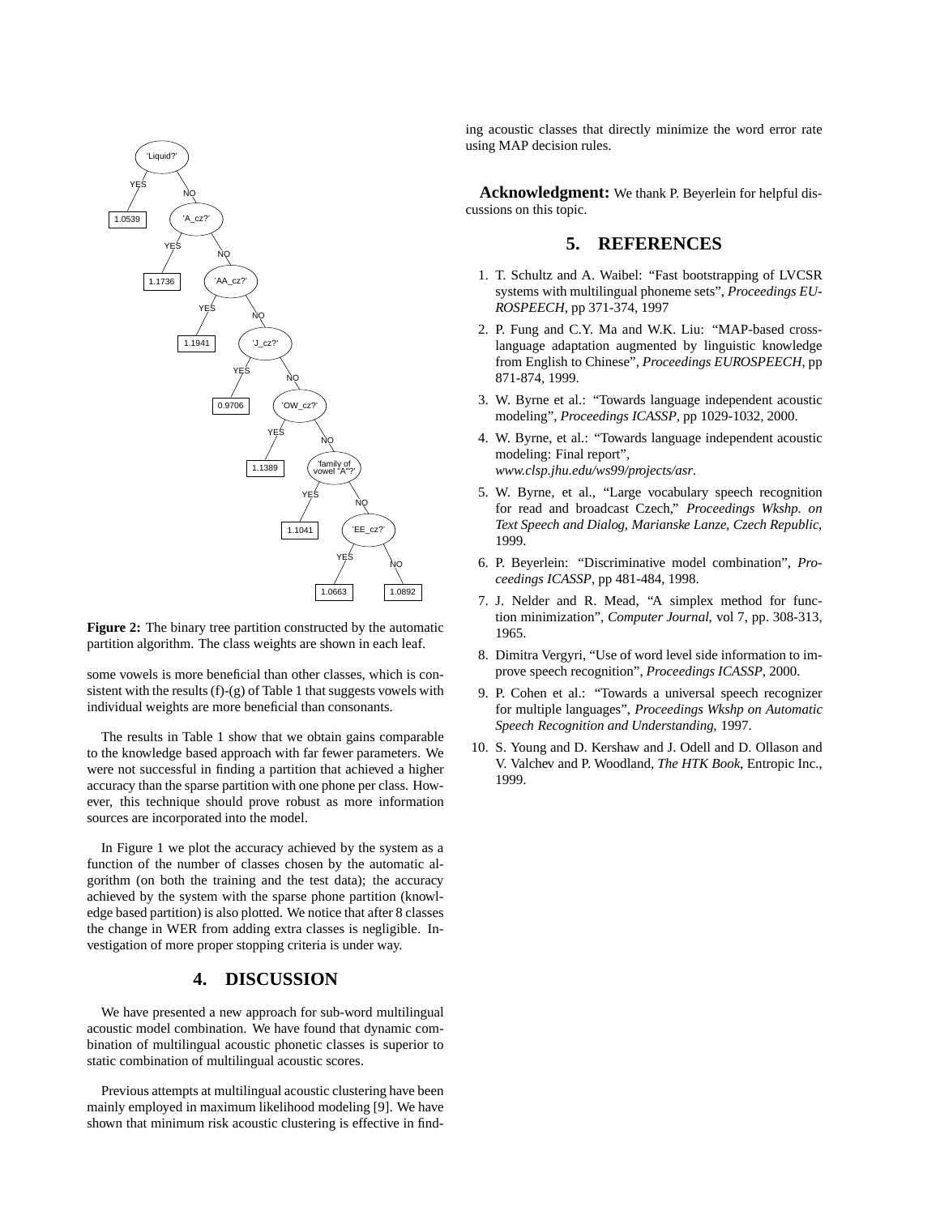**Figure 2:** The binary tree partition constructed by the automatic partition algorithm. The class weights are shown in each leaf.

some vowels is more beneficial than other classes, which is consistent with the results (f)-(g) of Table 1 that suggests vowels with individual weights are more beneficial than consonants.

The results in Table 1 show that we obtain gains comparable to the knowledge based approach with far fewer parameters. We were not successful in finding a partition that achieved a higher accuracy than the sparse partition with one phone per class. However, this technique should prove robust as more information sources are incorporated into the model.

In Figure 1 we plot the accuracy achieved by the system as a function of the number of classes chosen by the automatic algorithm (on both the training and the test data); the accuracy achieved by the system with the sparse phone partition (knowledge based partition) is also plotted. We notice that after 8 classes the change in WER from adding extra classes is negligible. Investigation of more proper stopping criteria is under way.

## 4. DISCUSSION

We have presented a new approach for sub-word multilingual acoustic model combination. We have found that dynamic combination of multilingual acoustic phonetic classes is superior to static combination of multilingual acoustic scores.

Previous attempts at multilingual acoustic clustering have been mainly employed in maximum likelihood modeling [9]. We have shown that minimum risk acoustic clustering is effective in finding acoustic classes that directly minimize the word error rate using MAP decision rules.

**Acknowledgment:** We thank P. Beyerlein for helpful discussions on this topic.

## 5. REFERENCES

1. T. Schultz and A. Waibel: "Fast bootstrapping of LVCSR systems with multilingual phoneme sets", *Proceedings EUROSPEECH*, pp 371-374, 1997
2. P. Fung and C.Y. Ma and W.K. Liu: "MAP-based cross-language adaptation augmented by linguistic knowledge from English to Chinese", *Proceedings EUROSPEECH*, pp 871-874, 1999.
3. W. Byrne et al.: "Towards language independent acoustic modeling", *Proceedings ICASSP*, pp 1029-1032, 2000.
4. W. Byrne, et al.: "Towards language independent acoustic modeling: Final report", *www.clsp.jhu.edu/ws99/projects/asr*.
5. W. Byrne, et al., "Large vocabulary speech recognition for read and broadcast Czech," *Proceedings Wkshp. on Text Speech and Dialog, Marianske Lanze, Czech Republic*, 1999.
6. P. Beyerlein: "Discriminative model combination", *Proceedings ICASSP*, pp 481-484, 1998.
7. J. Nelder and R. Mead, "A simplex method for function minimization", *Computer Journal*, vol 7, pp. 308-313, 1965.
8. Dimitra Vergyri, "Use of word level side information to improve speech recognition", *Proceedings ICASSP*, 2000.
9. P. Cohen et al.: "Towards a universal speech recognizer for multiple languages", *Proceedings Wkshp on Automatic Speech Recognition and Understanding*, 1997.
10. S. Young and D. Kershaw and J. Odell and D. Ollason and V. Valchev and P. Woodland, *The HTK Book*, Entropic Inc., 1999.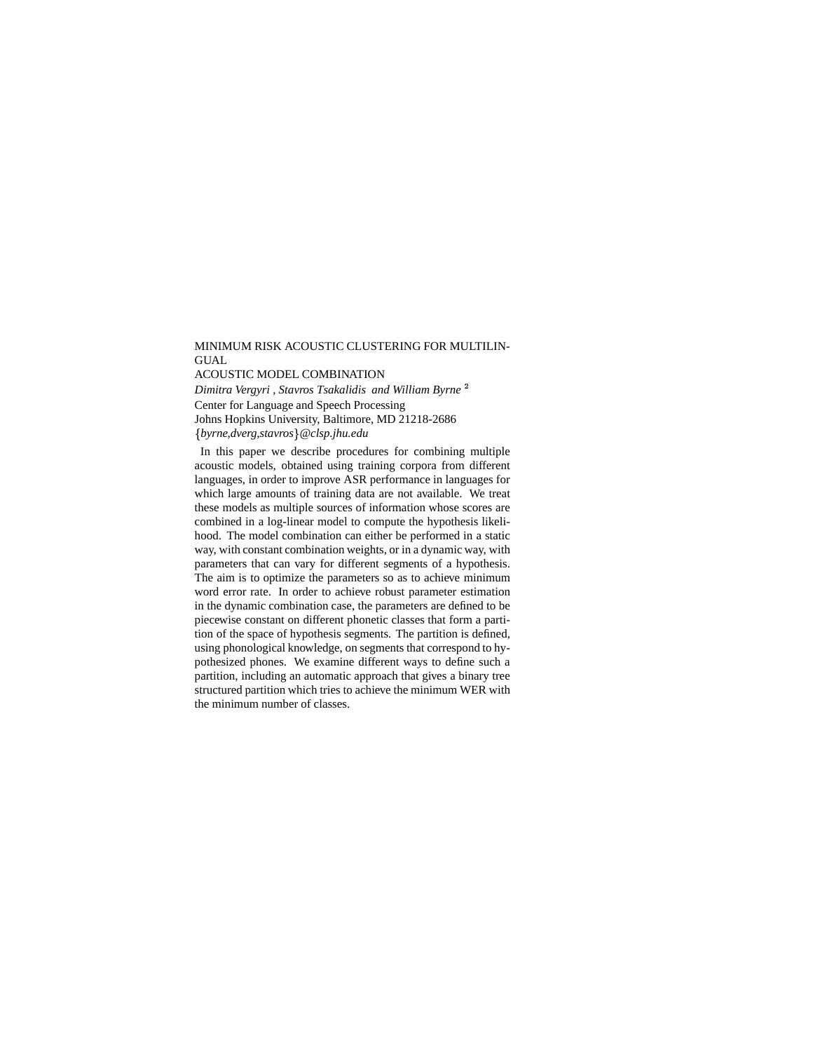MINIMUM RISK ACOUSTIC CLUSTERING FOR MULTILINGUAL ACOUSTIC MODEL COMBINATION

*Dimitra Vergyri , Stavros Tsakalidis and William Byrne* [2]

Center for Language and Speech Processing

Johns Hopkins University, Baltimore, MD 21218-2686

{*byrne,dverg,stavros*}*@clsp.jhu.edu*

In this paper we describe procedures for combining multiple acoustic models, obtained using training corpora from different languages, in order to improve ASR performance in languages for which large amounts of training data are not available. We treat these models as multiple sources of information whose scores are combined in a log-linear model to compute the hypothesis likelihood. The model combination can either be performed in a static way, with constant combination weights, or in a dynamic way, with parameters that can vary for different segments of a hypothesis. The aim is to optimize the parameters so as to achieve minimum word error rate. In order to achieve robust parameter estimation in the dynamic combination case, the parameters are defined to be piecewise constant on different phonetic classes that form a partition of the space of hypothesis segments. The partition is defined, using phonological knowledge, on segments that correspond to hypothesized phones. We examine different ways to define such a partition, including an automatic approach that gives a binary tree structured partition which tries to achieve the minimum WER with the minimum number of classes.